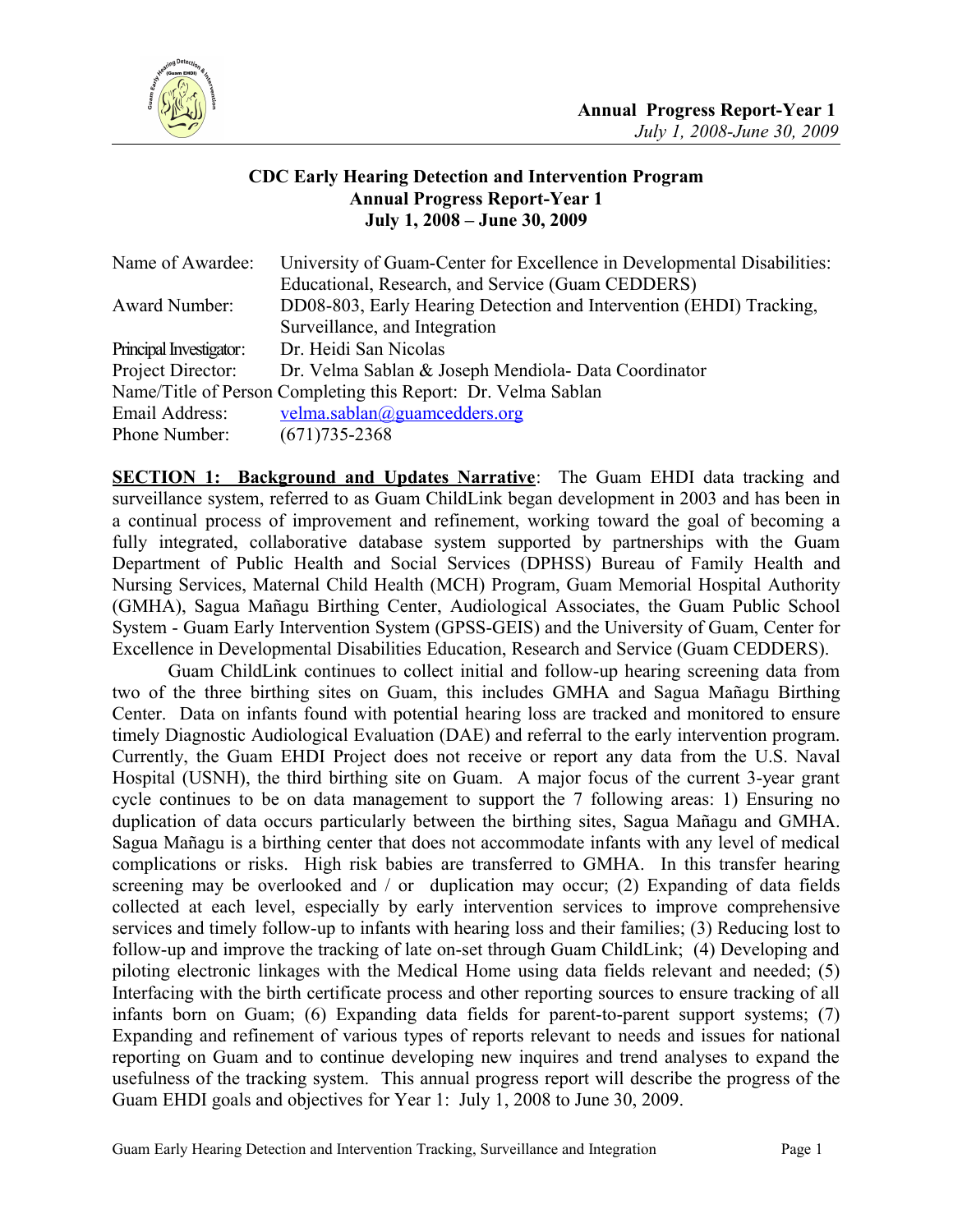**Annual Progress Report-Year 1**
*July 1, 2008-June 30, 2009*

# CDC Early Hearing Detection and Intervention Program
## Annual Progress Report-Year 1
## July 1, 2008 – June 30, 2009

| | |
|---|---|
| Name of Awardee: | University of Guam-Center for Excellence in Developmental Disabilities: Educational, Research, and Service (Guam CEDDERS) |
| Award Number: | DD08-803, Early Hearing Detection and Intervention (EHDI) Tracking, Surveillance, and Integration |
| Principal Investigator: | Dr. Heidi San Nicolas |
| Project Director: | Dr. Velma Sablan & Joseph Mendiola- Data Coordinator |

Name/Title of Person Completing this Report: Dr. Velma Sablan

| | |
|---|---|
| Email Address: | velma.sablan@guamcedders.org |
| Phone Number: | (671)735-2368 |

**SECTION 1: Background and Updates Narrative**: The Guam EHDI data tracking and surveillance system, referred to as Guam ChildLink began development in 2003 and has been in a continual process of improvement and refinement, working toward the goal of becoming a fully integrated, collaborative database system supported by partnerships with the Guam Department of Public Health and Social Services (DPHSS) Bureau of Family Health and Nursing Services, Maternal Child Health (MCH) Program, Guam Memorial Hospital Authority (GMHA), Sagua Mañagu Birthing Center, Audiological Associates, the Guam Public School System - Guam Early Intervention System (GPSS-GEIS) and the University of Guam, Center for Excellence in Developmental Disabilities Education, Research and Service (Guam CEDDERS).

Guam ChildLink continues to collect initial and follow-up hearing screening data from two of the three birthing sites on Guam, this includes GMHA and Sagua Mañagu Birthing Center. Data on infants found with potential hearing loss are tracked and monitored to ensure timely Diagnostic Audiological Evaluation (DAE) and referral to the early intervention program. Currently, the Guam EHDI Project does not receive or report any data from the U.S. Naval Hospital (USNH), the third birthing site on Guam. A major focus of the current 3-year grant cycle continues to be on data management to support the 7 following areas: 1) Ensuring no duplication of data occurs particularly between the birthing sites, Sagua Mañagu and GMHA. Sagua Mañagu is a birthing center that does not accommodate infants with any level of medical complications or risks. High risk babies are transferred to GMHA. In this transfer hearing screening may be overlooked and / or duplication may occur; (2) Expanding of data fields collected at each level, especially by early intervention services to improve comprehensive services and timely follow-up to infants with hearing loss and their families; (3) Reducing lost to follow-up and improve the tracking of late on-set through Guam ChildLink; (4) Developing and piloting electronic linkages with the Medical Home using data fields relevant and needed; (5) Interfacing with the birth certificate process and other reporting sources to ensure tracking of all infants born on Guam; (6) Expanding data fields for parent-to-parent support systems; (7) Expanding and refinement of various types of reports relevant to needs and issues for national reporting on Guam and to continue developing new inquires and trend analyses to expand the usefulness of the tracking system. This annual progress report will describe the progress of the Guam EHDI goals and objectives for Year 1: July 1, 2008 to June 30, 2009.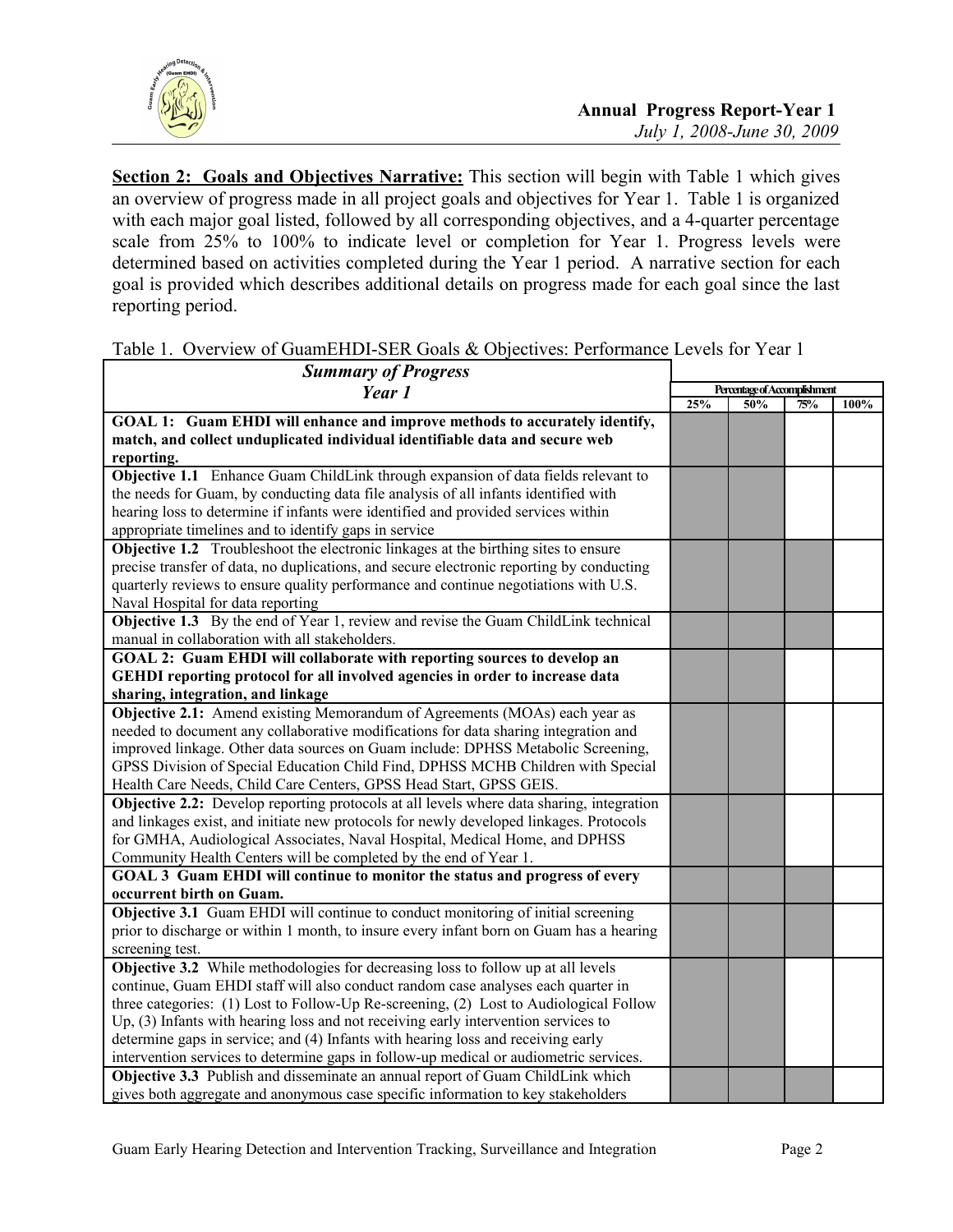**Section 2: Goals and Objectives Narrative:** This section will begin with Table 1 which gives an overview of progress made in all project goals and objectives for Year 1. Table 1 is organized with each major goal listed, followed by all corresponding objectives, and a 4-quarter percentage scale from 25% to 100% to indicate level or completion for Year 1. Progress levels were determined based on activities completed during the Year 1 period. A narrative section for each goal is provided which describes additional details on progress made for each goal since the last reporting period.

Table 1. Overview of GuamEHDI-SER Goals & Objectives: Performance Levels for Year 1

(Shaded cells in the original are marked with ■.)

| ***Summary of Progress Year 1*** | Percentage of Accomplishment | | | |
|---|---|---|---|---|
| | **25%** | **50%** | **75%** | **100%** |
| **GOAL 1: Guam EHDI will enhance and improve methods to accurately identify, match, and collect unduplicated individual identifiable data and secure web reporting.** | ■ | ■ | | |
| **Objective 1.1** Enhance Guam ChildLink through expansion of data fields relevant to the needs for Guam, by conducting data file analysis of all infants identified with hearing loss to determine if infants were identified and provided services within appropriate timelines and to identify gaps in service | ■ | ■ | | |
| **Objective 1.2** Troubleshoot the electronic linkages at the birthing sites to ensure precise transfer of data, no duplications, and secure electronic reporting by conducting quarterly reviews to ensure quality performance and continue negotiations with U.S. Naval Hospital for data reporting | ■ | ■ | ■ | |
| **Objective 1.3** By the end of Year 1, review and revise the Guam ChildLink technical manual in collaboration with all stakeholders. | ■ | ■ | ■ | |
| **GOAL 2: Guam EHDI will collaborate with reporting sources to develop an GEHDI reporting protocol for all involved agencies in order to increase data sharing, integration, and linkage** | ■ | ■ | | |
| **Objective 2.1:** Amend existing Memorandum of Agreements (MOAs) each year as needed to document any collaborative modifications for data sharing integration and improved linkage. Other data sources on Guam include: DPHSS Metabolic Screening, GPSS Division of Special Education Child Find, DPHSS MCHB Children with Special Health Care Needs, Child Care Centers, GPSS Head Start, GPSS GEIS. | ■ | ■ | | |
| **Objective 2.2:** Develop reporting protocols at all levels where data sharing, integration and linkages exist, and initiate new protocols for newly developed linkages. Protocols for GMHA, Audiological Associates, Naval Hospital, Medical Home, and DPHSS Community Health Centers will be completed by the end of Year 1. | ■ | ■ | | |
| **GOAL 3 Guam EHDI will continue to monitor the status and progress of every occurrent birth on Guam.** | ■ | ■ | ■ | |
| **Objective 3.1** Guam EHDI will continue to conduct monitoring of initial screening prior to discharge or within 1 month, to insure every infant born on Guam has a hearing screening test. | ■ | ■ | ■ | |
| **Objective 3.2** While methodologies for decreasing loss to follow up at all levels continue, Guam EHDI staff will also conduct random case analyses each quarter in three categories: (1) Lost to Follow-Up Re-screening, (2) Lost to Audiological Follow Up, (3) Infants with hearing loss and not receiving early intervention services to determine gaps in service; and (4) Infants with hearing loss and receiving early intervention services to determine gaps in follow-up medical or audiometric services. | ■ | ■ | | |
| **Objective 3.3** Publish and disseminate an annual report of Guam ChildLink which gives both aggregate and anonymous case specific information to key stakeholders | ■ | ■ | ■ | |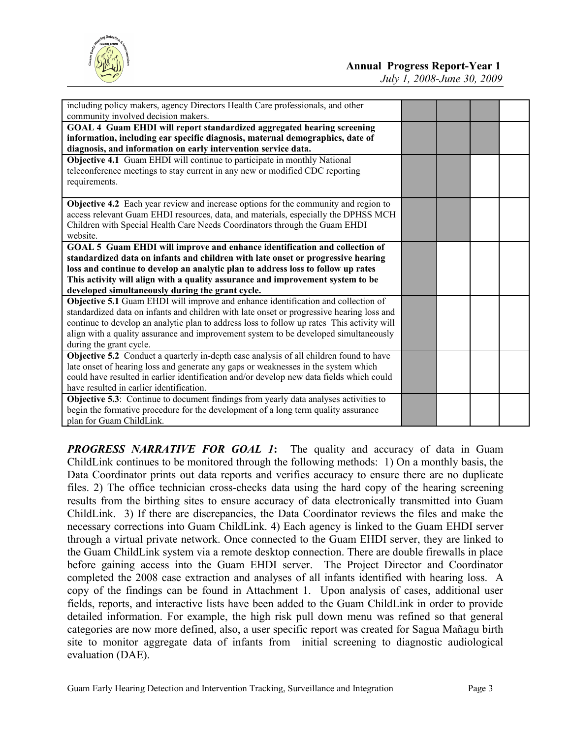| | | | | |
|---|---|---|---|---|
| including policy makers, agency Directors Health Care professionals, and other community involved decision makers. | | | | |
| **GOAL 4 Guam EHDI will report standardized aggregated hearing screening information, including ear specific diagnosis, maternal demographics, date of diagnosis, and information on early intervention service data.** | | | | |
| **Objective 4.1** Guam EHDI will continue to participate in monthly National teleconference meetings to stay current in any new or modified CDC reporting requirements. | | | | |
| **Objective 4.2** Each year review and increase options for the community and region to access relevant Guam EHDI resources, data, and materials, especially the DPHSS MCH Children with Special Health Care Needs Coordinators through the Guam EHDI website. | | | | |
| **GOAL 5 Guam EHDI will improve and enhance identification and collection of standardized data on infants and children with late onset or progressive hearing loss and continue to develop an analytic plan to address loss to follow up rates This activity will align with a quality assurance and improvement system to be developed simultaneously during the grant cycle.** | | | | |
| **Objective 5.1** Guam EHDI will improve and enhance identification and collection of standardized data on infants and children with late onset or progressive hearing loss and continue to develop an analytic plan to address loss to follow up rates This activity will align with a quality assurance and improvement system to be developed simultaneously during the grant cycle. | | | | |
| **Objective 5.2** Conduct a quarterly in-depth case analysis of all children found to have late onset of hearing loss and generate any gaps or weaknesses in the system which could have resulted in earlier identification and/or develop new data fields which could have resulted in earlier identification. | | | | |
| **Objective 5.3**: Continue to document findings from yearly data analyses activities to begin the formative procedure for the development of a long term quality assurance plan for Guam ChildLink. | | | | |

***PROGRESS NARRATIVE FOR GOAL 1*:** The quality and accuracy of data in Guam ChildLink continues to be monitored through the following methods: 1) On a monthly basis, the Data Coordinator prints out data reports and verifies accuracy to ensure there are no duplicate files. 2) The office technician cross-checks data using the hard copy of the hearing screening results from the birthing sites to ensure accuracy of data electronically transmitted into Guam ChildLink. 3) If there are discrepancies, the Data Coordinator reviews the files and make the necessary corrections into Guam ChildLink. 4) Each agency is linked to the Guam EHDI server through a virtual private network. Once connected to the Guam EHDI server, they are linked to the Guam ChildLink system via a remote desktop connection. There are double firewalls in place before gaining access into the Guam EHDI server. The Project Director and Coordinator completed the 2008 case extraction and analyses of all infants identified with hearing loss. A copy of the findings can be found in Attachment 1. Upon analysis of cases, additional user fields, reports, and interactive lists have been added to the Guam ChildLink in order to provide detailed information. For example, the high risk pull down menu was refined so that general categories are now more defined, also, a user specific report was created for Sagua Mañagu birth site to monitor aggregate data of infants from initial screening to diagnostic audiological evaluation (DAE).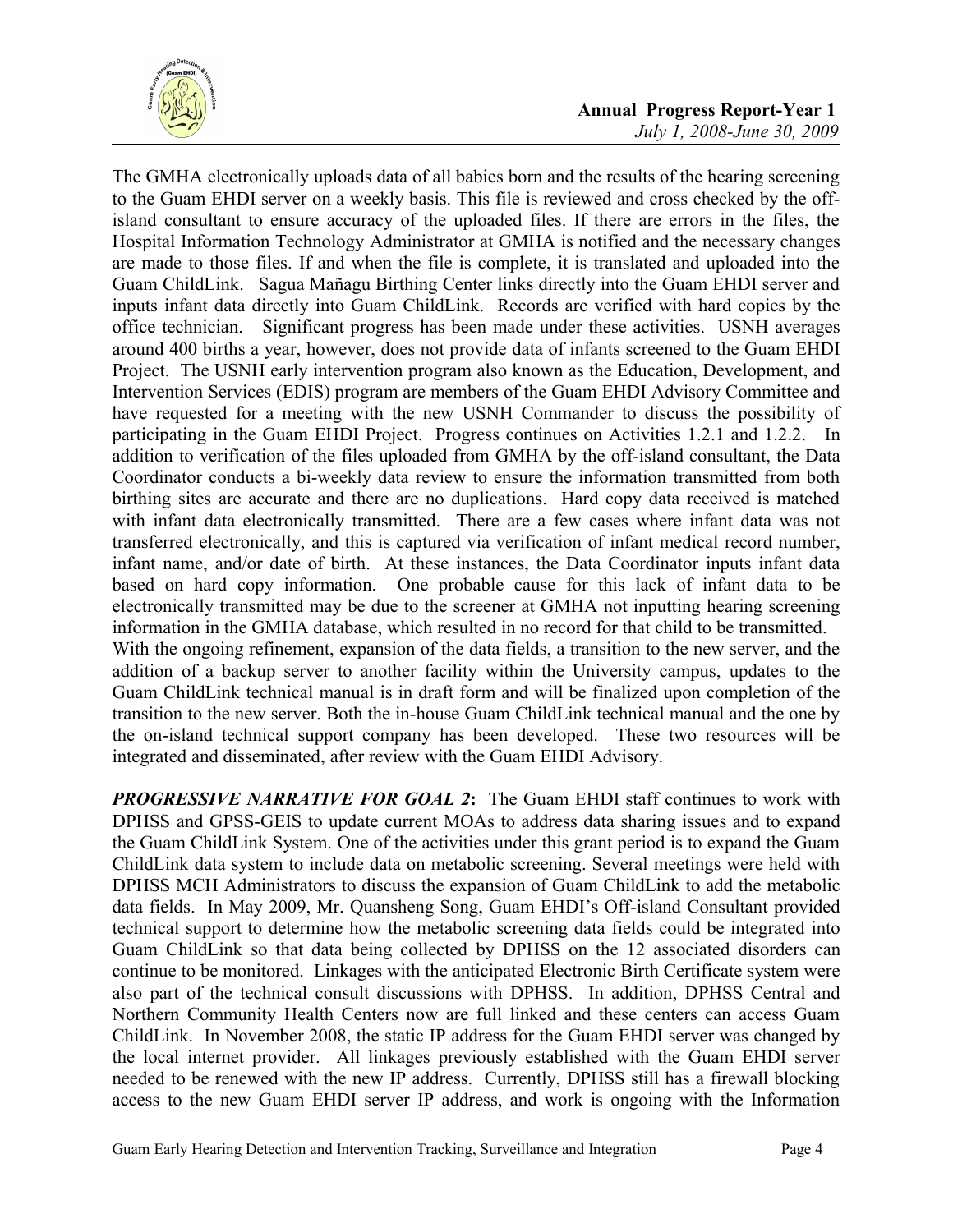The GMHA electronically uploads data of all babies born and the results of the hearing screening to the Guam EHDI server on a weekly basis. This file is reviewed and cross checked by the off-island consultant to ensure accuracy of the uploaded files. If there are errors in the files, the Hospital Information Technology Administrator at GMHA is notified and the necessary changes are made to those files. If and when the file is complete, it is translated and uploaded into the Guam ChildLink. Sagua Mañagu Birthing Center links directly into the Guam EHDI server and inputs infant data directly into Guam ChildLink. Records are verified with hard copies by the office technician. Significant progress has been made under these activities. USNH averages around 400 births a year, however, does not provide data of infants screened to the Guam EHDI Project. The USNH early intervention program also known as the Education, Development, and Intervention Services (EDIS) program are members of the Guam EHDI Advisory Committee and have requested for a meeting with the new USNH Commander to discuss the possibility of participating in the Guam EHDI Project. Progress continues on Activities 1.2.1 and 1.2.2. In addition to verification of the files uploaded from GMHA by the off-island consultant, the Data Coordinator conducts a bi-weekly data review to ensure the information transmitted from both birthing sites are accurate and there are no duplications. Hard copy data received is matched with infant data electronically transmitted. There are a few cases where infant data was not transferred electronically, and this is captured via verification of infant medical record number, infant name, and/or date of birth. At these instances, the Data Coordinator inputs infant data based on hard copy information. One probable cause for this lack of infant data to be electronically transmitted may be due to the screener at GMHA not inputting hearing screening information in the GMHA database, which resulted in no record for that child to be transmitted.
With the ongoing refinement, expansion of the data fields, a transition to the new server, and the addition of a backup server to another facility within the University campus, updates to the Guam ChildLink technical manual is in draft form and will be finalized upon completion of the transition to the new server. Both the in-house Guam ChildLink technical manual and the one by the on-island technical support company has been developed. These two resources will be integrated and disseminated, after review with the Guam EHDI Advisory.

***PROGRESSIVE NARRATIVE FOR GOAL 2*:** The Guam EHDI staff continues to work with DPHSS and GPSS-GEIS to update current MOAs to address data sharing issues and to expand the Guam ChildLink System. One of the activities under this grant period is to expand the Guam ChildLink data system to include data on metabolic screening. Several meetings were held with DPHSS MCH Administrators to discuss the expansion of Guam ChildLink to add the metabolic data fields. In May 2009, Mr. Quansheng Song, Guam EHDI's Off-island Consultant provided technical support to determine how the metabolic screening data fields could be integrated into Guam ChildLink so that data being collected by DPHSS on the 12 associated disorders can continue to be monitored. Linkages with the anticipated Electronic Birth Certificate system were also part of the technical consult discussions with DPHSS. In addition, DPHSS Central and Northern Community Health Centers now are full linked and these centers can access Guam ChildLink. In November 2008, the static IP address for the Guam EHDI server was changed by the local internet provider. All linkages previously established with the Guam EHDI server needed to be renewed with the new IP address. Currently, DPHSS still has a firewall blocking access to the new Guam EHDI server IP address, and work is ongoing with the Information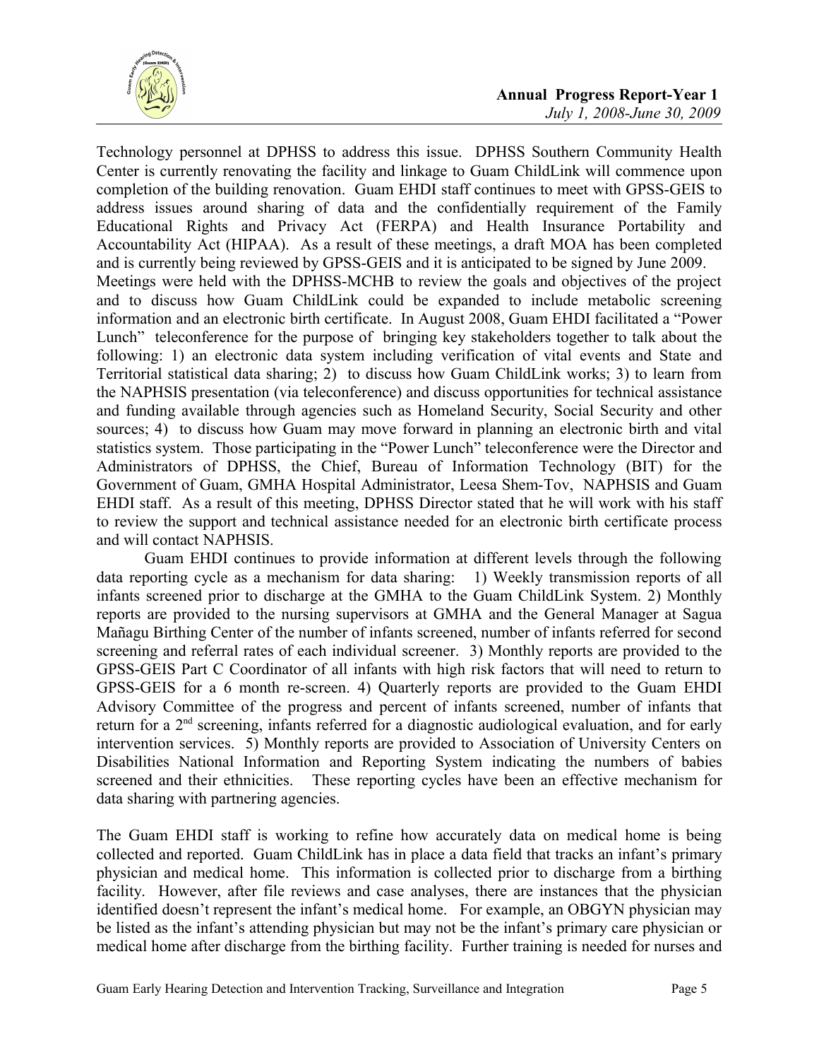Technology personnel at DPHSS to address this issue. DPHSS Southern Community Health Center is currently renovating the facility and linkage to Guam ChildLink will commence upon completion of the building renovation. Guam EHDI staff continues to meet with GPSS-GEIS to address issues around sharing of data and the confidentially requirement of the Family Educational Rights and Privacy Act (FERPA) and Health Insurance Portability and Accountability Act (HIPAA). As a result of these meetings, a draft MOA has been completed and is currently being reviewed by GPSS-GEIS and it is anticipated to be signed by June 2009.
Meetings were held with the DPHSS-MCHB to review the goals and objectives of the project and to discuss how Guam ChildLink could be expanded to include metabolic screening information and an electronic birth certificate. In August 2008, Guam EHDI facilitated a "Power Lunch" teleconference for the purpose of bringing key stakeholders together to talk about the following: 1) an electronic data system including verification of vital events and State and Territorial statistical data sharing; 2) to discuss how Guam ChildLink works; 3) to learn from the NAPHSIS presentation (via teleconference) and discuss opportunities for technical assistance and funding available through agencies such as Homeland Security, Social Security and other sources; 4) to discuss how Guam may move forward in planning an electronic birth and vital statistics system. Those participating in the "Power Lunch" teleconference were the Director and Administrators of DPHSS, the Chief, Bureau of Information Technology (BIT) for the Government of Guam, GMHA Hospital Administrator, Leesa Shem-Tov, NAPHSIS and Guam EHDI staff. As a result of this meeting, DPHSS Director stated that he will work with his staff to review the support and technical assistance needed for an electronic birth certificate process and will contact NAPHSIS.

Guam EHDI continues to provide information at different levels through the following data reporting cycle as a mechanism for data sharing: 1) Weekly transmission reports of all infants screened prior to discharge at the GMHA to the Guam ChildLink System. 2) Monthly reports are provided to the nursing supervisors at GMHA and the General Manager at Sagua Mañagu Birthing Center of the number of infants screened, number of infants referred for second screening and referral rates of each individual screener. 3) Monthly reports are provided to the GPSS-GEIS Part C Coordinator of all infants with high risk factors that will need to return to GPSS-GEIS for a 6 month re-screen. 4) Quarterly reports are provided to the Guam EHDI Advisory Committee of the progress and percent of infants screened, number of infants that return for a 2nd screening, infants referred for a diagnostic audiological evaluation, and for early intervention services. 5) Monthly reports are provided to Association of University Centers on Disabilities National Information and Reporting System indicating the numbers of babies screened and their ethnicities. These reporting cycles have been an effective mechanism for data sharing with partnering agencies.

The Guam EHDI staff is working to refine how accurately data on medical home is being collected and reported. Guam ChildLink has in place a data field that tracks an infant's primary physician and medical home. This information is collected prior to discharge from a birthing facility. However, after file reviews and case analyses, there are instances that the physician identified doesn't represent the infant's medical home. For example, an OBGYN physician may be listed as the infant's attending physician but may not be the infant's primary care physician or medical home after discharge from the birthing facility. Further training is needed for nurses and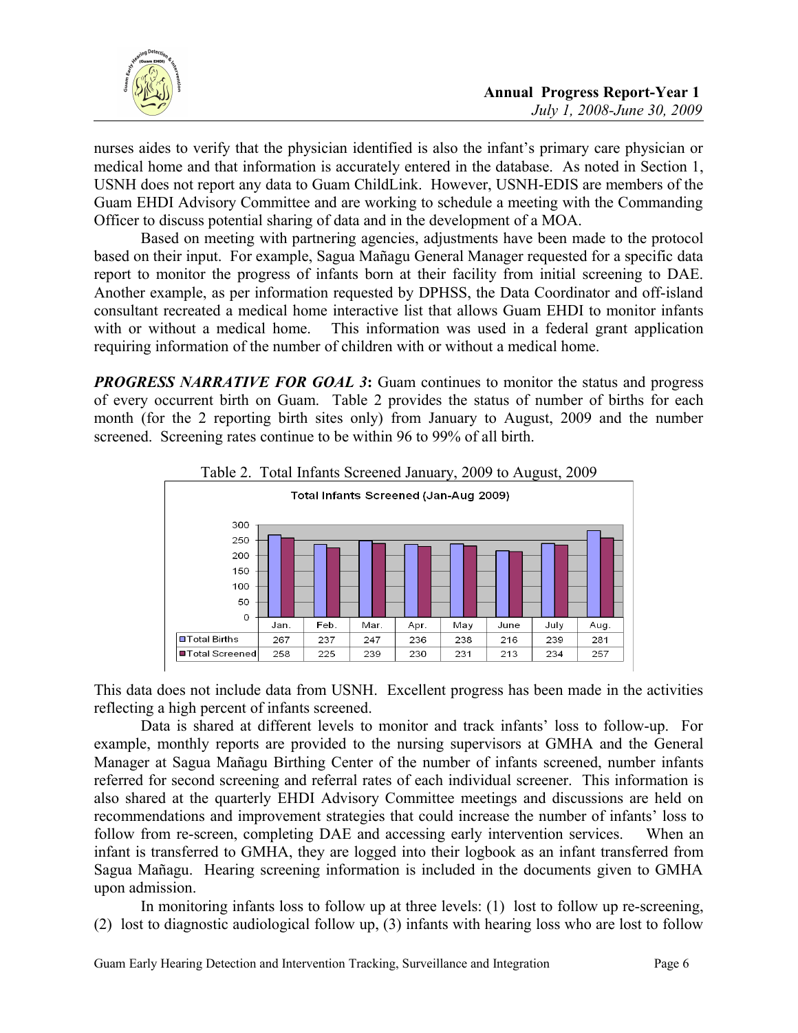nurses aides to verify that the physician identified is also the infant's primary care physician or medical home and that information is accurately entered in the database. As noted in Section 1, USNH does not report any data to Guam ChildLink. However, USNH-EDIS are members of the Guam EHDI Advisory Committee and are working to schedule a meeting with the Commanding Officer to discuss potential sharing of data and in the development of a MOA.

Based on meeting with partnering agencies, adjustments have been made to the protocol based on their input. For example, Sagua Mañagu General Manager requested for a specific data report to monitor the progress of infants born at their facility from initial screening to DAE. Another example, as per information requested by DPHSS, the Data Coordinator and off-island consultant recreated a medical home interactive list that allows Guam EHDI to monitor infants with or without a medical home. This information was used in a federal grant application requiring information of the number of children with or without a medical home.

***PROGRESS NARRATIVE FOR GOAL 3*:** Guam continues to monitor the status and progress of every occurrent birth on Guam. Table 2 provides the status of number of births for each month (for the 2 reporting birth sites only) from January to August, 2009 and the number screened. Screening rates continue to be within 96 to 99% of all birth.

Table 2. Total Infants Screened January, 2009 to August, 2009

Total Infants Screened (Jan-Aug 2009)

| | Jan. | Feb. | Mar. | Apr. | May | June | July | Aug. |
|---|---|---|---|---|---|---|---|---|
| Total Births | 267 | 237 | 247 | 236 | 238 | 216 | 239 | 281 |
| Total Screened | 258 | 225 | 239 | 230 | 231 | 213 | 234 | 257 |

This data does not include data from USNH. Excellent progress has been made in the activities reflecting a high percent of infants screened.

Data is shared at different levels to monitor and track infants' loss to follow-up. For example, monthly reports are provided to the nursing supervisors at GMHA and the General Manager at Sagua Mañagu Birthing Center of the number of infants screened, number infants referred for second screening and referral rates of each individual screener. This information is also shared at the quarterly EHDI Advisory Committee meetings and discussions are held on recommendations and improvement strategies that could increase the number of infants' loss to follow from re-screen, completing DAE and accessing early intervention services. When an infant is transferred to GMHA, they are logged into their logbook as an infant transferred from Sagua Mañagu. Hearing screening information is included in the documents given to GMHA upon admission.

In monitoring infants loss to follow up at three levels: (1) lost to follow up re-screening, (2) lost to diagnostic audiological follow up, (3) infants with hearing loss who are lost to follow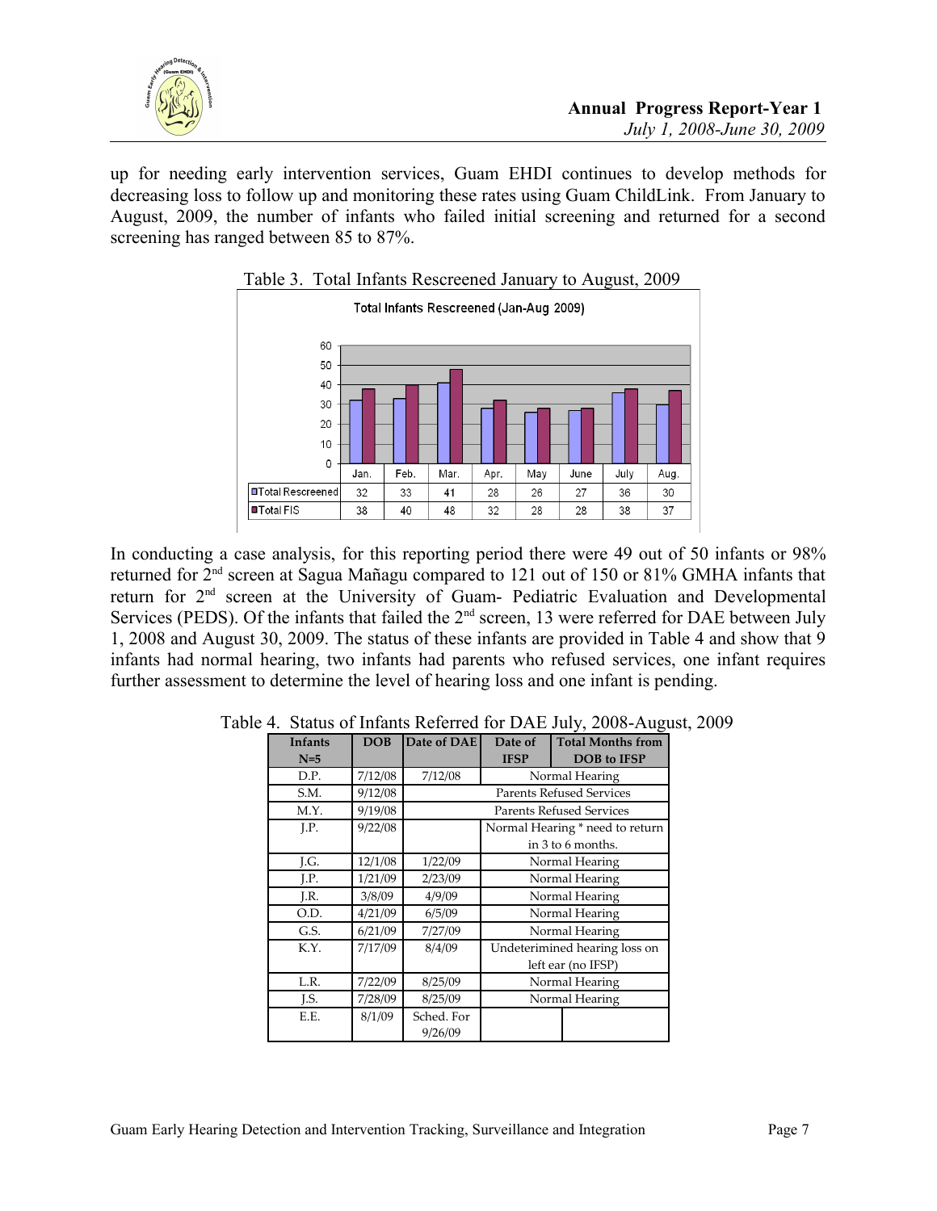up for needing early intervention services, Guam EHDI continues to develop methods for decreasing loss to follow up and monitoring these rates using Guam ChildLink. From January to August, 2009, the number of infants who failed initial screening and returned for a second screening has ranged between 85 to 87%.

Table 3. Total Infants Rescreened January to August, 2009

Total Infants Rescreened (Jan-Aug 2009)

| | Jan. | Feb. | Mar. | Apr. | May | June | July | Aug. |
|---|---|---|---|---|---|---|---|---|
| Total Rescreened | 32 | 33 | 41 | 28 | 26 | 27 | 36 | 30 |
| Total FIS | 38 | 40 | 48 | 32 | 28 | 28 | 38 | 37 |

In conducting a case analysis, for this reporting period there were 49 out of 50 infants or 98% returned for 2nd screen at Sagua Mañagu compared to 121 out of 150 or 81% GMHA infants that return for 2nd screen at the University of Guam- Pediatric Evaluation and Developmental Services (PEDS). Of the infants that failed the 2nd screen, 13 were referred for DAE between July 1, 2008 and August 30, 2009. The status of these infants are provided in Table 4 and show that 9 infants had normal hearing, two infants had parents who refused services, one infant requires further assessment to determine the level of hearing loss and one infant is pending.

Table 4. Status of Infants Referred for DAE July, 2008-August, 2009

| Infants N=5 | DOB | Date of DAE | Date of IFSP | Total Months from DOB to IFSP |
|---|---|---|---|---|
| D.P. | 7/12/08 | 7/12/08 | Normal Hearing | |
| S.M. | 9/12/08 | Parents Refused Services | | |
| M.Y. | 9/19/08 | Parents Refused Services | | |
| J.P. | 9/22/08 | | Normal Hearing * need to return in 3 to 6 months. | |
| J.G. | 12/1/08 | 1/22/09 | Normal Hearing | |
| J.P. | 1/21/09 | 2/23/09 | Normal Hearing | |
| J.R. | 3/8/09 | 4/9/09 | Normal Hearing | |
| O.D. | 4/21/09 | 6/5/09 | Normal Hearing | |
| G.S. | 6/21/09 | 7/27/09 | Normal Hearing | |
| K.Y. | 7/17/09 | 8/4/09 | Undeterimined hearing loss on left ear (no IFSP) | |
| L.R. | 7/22/09 | 8/25/09 | Normal Hearing | |
| J.S. | 7/28/09 | 8/25/09 | Normal Hearing | |
| E.E. | 8/1/09 | Sched. For 9/26/09 | | |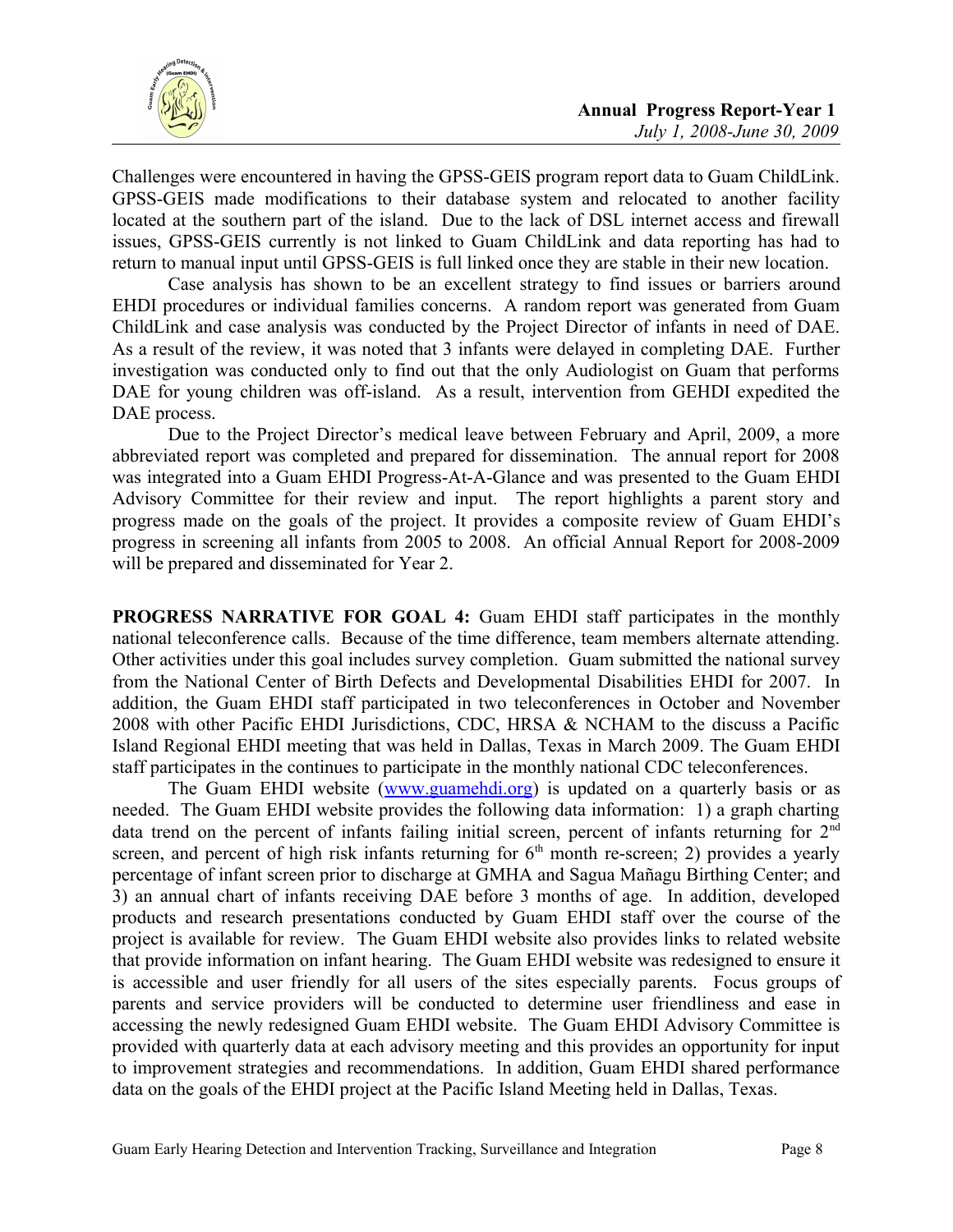Challenges were encountered in having the GPSS-GEIS program report data to Guam ChildLink. GPSS-GEIS made modifications to their database system and relocated to another facility located at the southern part of the island. Due to the lack of DSL internet access and firewall issues, GPSS-GEIS currently is not linked to Guam ChildLink and data reporting has had to return to manual input until GPSS-GEIS is full linked once they are stable in their new location.

Case analysis has shown to be an excellent strategy to find issues or barriers around EHDI procedures or individual families concerns. A random report was generated from Guam ChildLink and case analysis was conducted by the Project Director of infants in need of DAE. As a result of the review, it was noted that 3 infants were delayed in completing DAE. Further investigation was conducted only to find out that the only Audiologist on Guam that performs DAE for young children was off-island. As a result, intervention from GEHDI expedited the DAE process.

Due to the Project Director's medical leave between February and April, 2009, a more abbreviated report was completed and prepared for dissemination. The annual report for 2008 was integrated into a Guam EHDI Progress-At-A-Glance and was presented to the Guam EHDI Advisory Committee for their review and input. The report highlights a parent story and progress made on the goals of the project. It provides a composite review of Guam EHDI's progress in screening all infants from 2005 to 2008. An official Annual Report for 2008-2009 will be prepared and disseminated for Year 2.

**PROGRESS NARRATIVE FOR GOAL 4:** Guam EHDI staff participates in the monthly national teleconference calls. Because of the time difference, team members alternate attending. Other activities under this goal includes survey completion. Guam submitted the national survey from the National Center of Birth Defects and Developmental Disabilities EHDI for 2007. In addition, the Guam EHDI staff participated in two teleconferences in October and November 2008 with other Pacific EHDI Jurisdictions, CDC, HRSA & NCHAM to the discuss a Pacific Island Regional EHDI meeting that was held in Dallas, Texas in March 2009. The Guam EHDI staff participates in the continues to participate in the monthly national CDC teleconferences.

The Guam EHDI website (www.guamehdi.org) is updated on a quarterly basis or as needed. The Guam EHDI website provides the following data information: 1) a graph charting data trend on the percent of infants failing initial screen, percent of infants returning for 2nd screen, and percent of high risk infants returning for 6th month re-screen; 2) provides a yearly percentage of infant screen prior to discharge at GMHA and Sagua Mañagu Birthing Center; and 3) an annual chart of infants receiving DAE before 3 months of age. In addition, developed products and research presentations conducted by Guam EHDI staff over the course of the project is available for review. The Guam EHDI website also provides links to related website that provide information on infant hearing. The Guam EHDI website was redesigned to ensure it is accessible and user friendly for all users of the sites especially parents. Focus groups of parents and service providers will be conducted to determine user friendliness and ease in accessing the newly redesigned Guam EHDI website. The Guam EHDI Advisory Committee is provided with quarterly data at each advisory meeting and this provides an opportunity for input to improvement strategies and recommendations. In addition, Guam EHDI shared performance data on the goals of the EHDI project at the Pacific Island Meeting held in Dallas, Texas.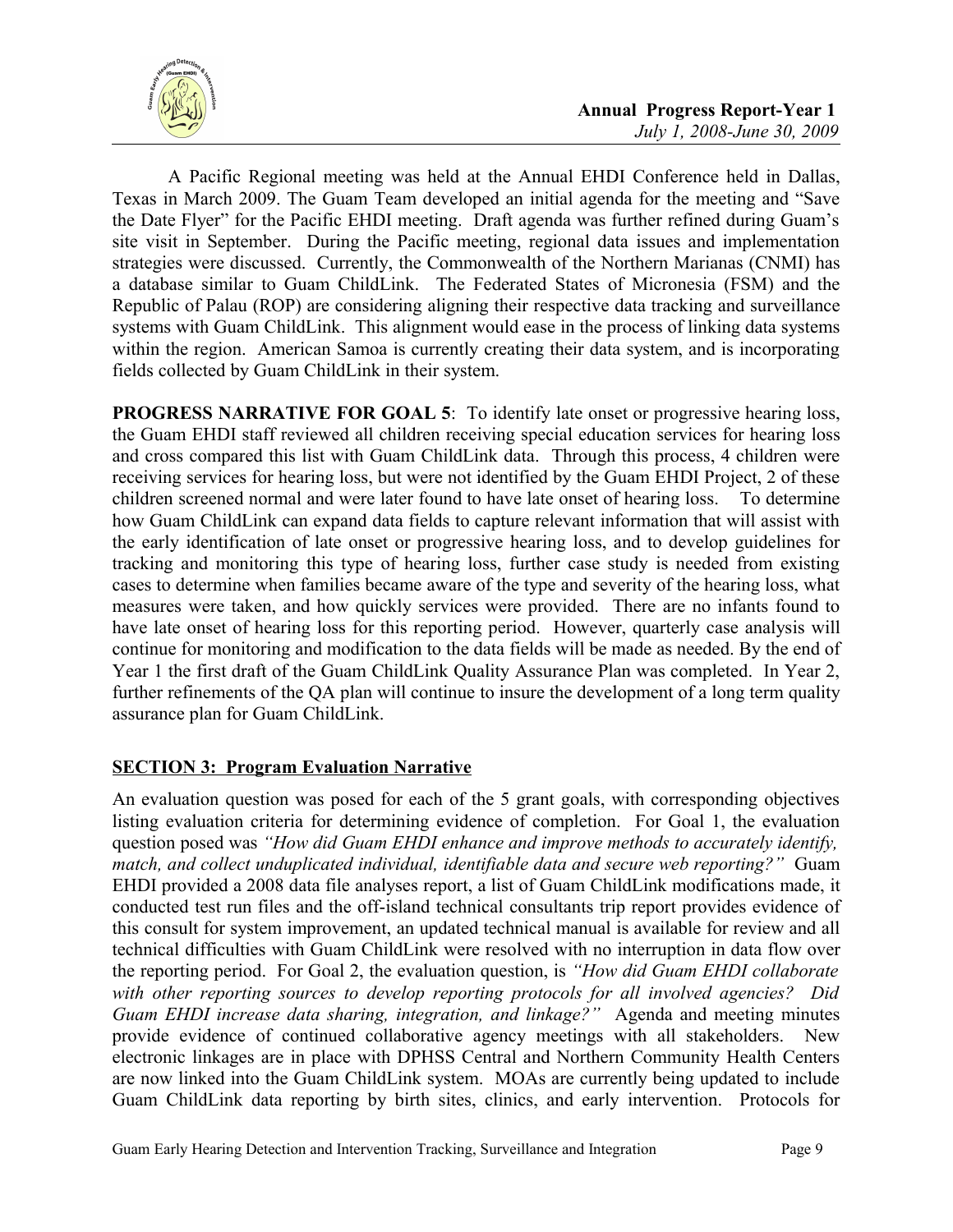A Pacific Regional meeting was held at the Annual EHDI Conference held in Dallas, Texas in March 2009. The Guam Team developed an initial agenda for the meeting and "Save the Date Flyer" for the Pacific EHDI meeting. Draft agenda was further refined during Guam's site visit in September. During the Pacific meeting, regional data issues and implementation strategies were discussed. Currently, the Commonwealth of the Northern Marianas (CNMI) has a database similar to Guam ChildLink. The Federated States of Micronesia (FSM) and the Republic of Palau (ROP) are considering aligning their respective data tracking and surveillance systems with Guam ChildLink. This alignment would ease in the process of linking data systems within the region. American Samoa is currently creating their data system, and is incorporating fields collected by Guam ChildLink in their system.

**PROGRESS NARRATIVE FOR GOAL 5**: To identify late onset or progressive hearing loss, the Guam EHDI staff reviewed all children receiving special education services for hearing loss and cross compared this list with Guam ChildLink data. Through this process, 4 children were receiving services for hearing loss, but were not identified by the Guam EHDI Project, 2 of these children screened normal and were later found to have late onset of hearing loss. To determine how Guam ChildLink can expand data fields to capture relevant information that will assist with the early identification of late onset or progressive hearing loss, and to develop guidelines for tracking and monitoring this type of hearing loss, further case study is needed from existing cases to determine when families became aware of the type and severity of the hearing loss, what measures were taken, and how quickly services were provided. There are no infants found to have late onset of hearing loss for this reporting period. However, quarterly case analysis will continue for monitoring and modification to the data fields will be made as needed. By the end of Year 1 the first draft of the Guam ChildLink Quality Assurance Plan was completed. In Year 2, further refinements of the QA plan will continue to insure the development of a long term quality assurance plan for Guam ChildLink.

## **SECTION 3: Program Evaluation Narrative**

An evaluation question was posed for each of the 5 grant goals, with corresponding objectives listing evaluation criteria for determining evidence of completion. For Goal 1, the evaluation question posed was *"How did Guam EHDI enhance and improve methods to accurately identify, match, and collect unduplicated individual, identifiable data and secure web reporting?"* Guam EHDI provided a 2008 data file analyses report, a list of Guam ChildLink modifications made, it conducted test run files and the off-island technical consultants trip report provides evidence of this consult for system improvement, an updated technical manual is available for review and all technical difficulties with Guam ChildLink were resolved with no interruption in data flow over the reporting period. For Goal 2, the evaluation question, is *"How did Guam EHDI collaborate with other reporting sources to develop reporting protocols for all involved agencies? Did Guam EHDI increase data sharing, integration, and linkage?"* Agenda and meeting minutes provide evidence of continued collaborative agency meetings with all stakeholders. New electronic linkages are in place with DPHSS Central and Northern Community Health Centers are now linked into the Guam ChildLink system. MOAs are currently being updated to include Guam ChildLink data reporting by birth sites, clinics, and early intervention. Protocols for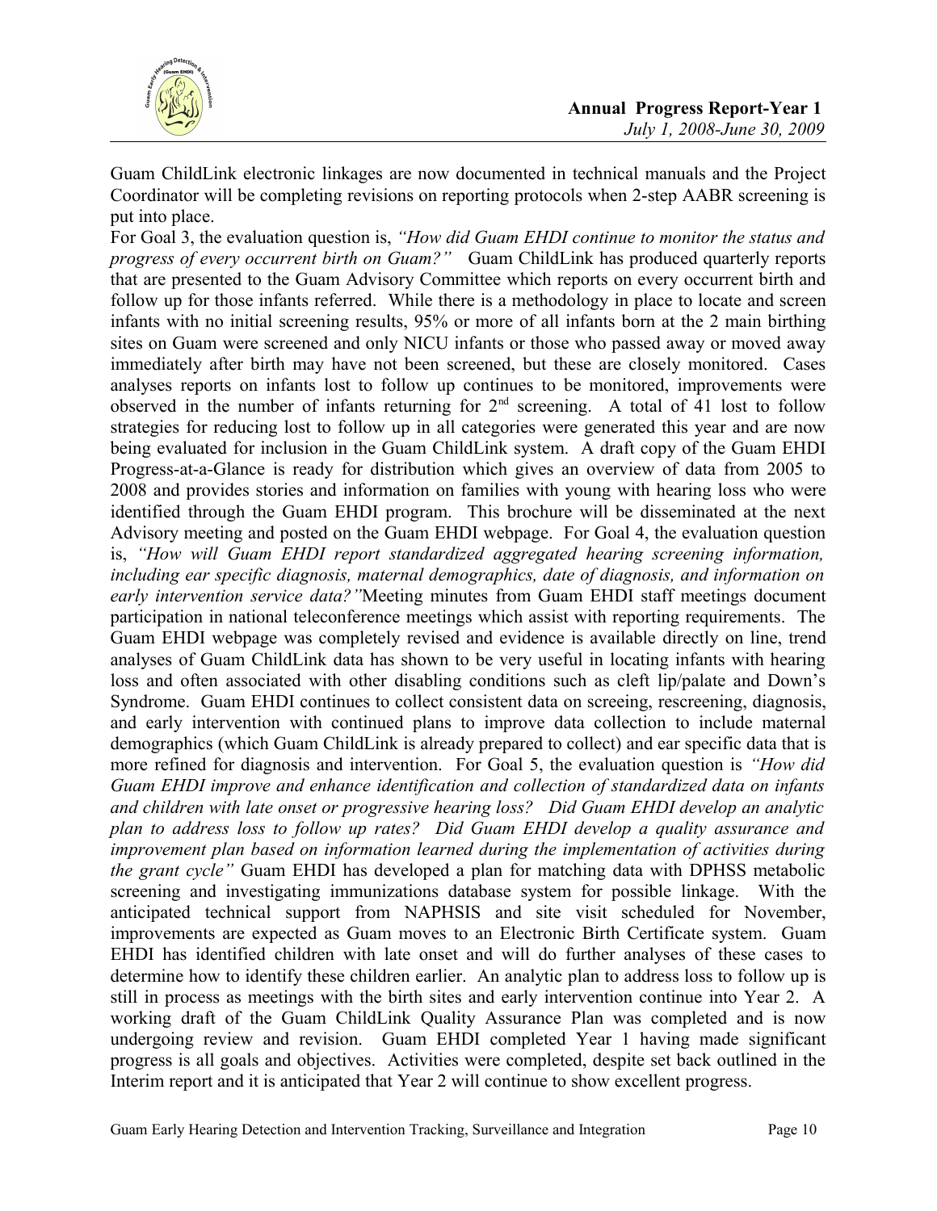Guam ChildLink electronic linkages are now documented in technical manuals and the Project Coordinator will be completing revisions on reporting protocols when 2-step AABR screening is put into place.

For Goal 3, the evaluation question is, *"How did Guam EHDI continue to monitor the status and progress of every occurrent birth on Guam?"* Guam ChildLink has produced quarterly reports that are presented to the Guam Advisory Committee which reports on every occurrent birth and follow up for those infants referred. While there is a methodology in place to locate and screen infants with no initial screening results, 95% or more of all infants born at the 2 main birthing sites on Guam were screened and only NICU infants or those who passed away or moved away immediately after birth may have not been screened, but these are closely monitored. Cases analyses reports on infants lost to follow up continues to be monitored, improvements were observed in the number of infants returning for 2nd screening. A total of 41 lost to follow strategies for reducing lost to follow up in all categories were generated this year and are now being evaluated for inclusion in the Guam ChildLink system. A draft copy of the Guam EHDI Progress-at-a-Glance is ready for distribution which gives an overview of data from 2005 to 2008 and provides stories and information on families with young with hearing loss who were identified through the Guam EHDI program. This brochure will be disseminated at the next Advisory meeting and posted on the Guam EHDI webpage. For Goal 4, the evaluation question is, *"How will Guam EHDI report standardized aggregated hearing screening information, including ear specific diagnosis, maternal demographics, date of diagnosis, and information on early intervention service data?"*Meeting minutes from Guam EHDI staff meetings document participation in national teleconference meetings which assist with reporting requirements. The Guam EHDI webpage was completely revised and evidence is available directly on line, trend analyses of Guam ChildLink data has shown to be very useful in locating infants with hearing loss and often associated with other disabling conditions such as cleft lip/palate and Down's Syndrome. Guam EHDI continues to collect consistent data on screeing, rescreening, diagnosis, and early intervention with continued plans to improve data collection to include maternal demographics (which Guam ChildLink is already prepared to collect) and ear specific data that is more refined for diagnosis and intervention. For Goal 5, the evaluation question is *"How did Guam EHDI improve and enhance identification and collection of standardized data on infants and children with late onset or progressive hearing loss? Did Guam EHDI develop an analytic plan to address loss to follow up rates? Did Guam EHDI develop a quality assurance and improvement plan based on information learned during the implementation of activities during the grant cycle"* Guam EHDI has developed a plan for matching data with DPHSS metabolic screening and investigating immunizations database system for possible linkage. With the anticipated technical support from NAPHSIS and site visit scheduled for November, improvements are expected as Guam moves to an Electronic Birth Certificate system. Guam EHDI has identified children with late onset and will do further analyses of these cases to determine how to identify these children earlier. An analytic plan to address loss to follow up is still in process as meetings with the birth sites and early intervention continue into Year 2. A working draft of the Guam ChildLink Quality Assurance Plan was completed and is now undergoing review and revision. Guam EHDI completed Year 1 having made significant progress is all goals and objectives. Activities were completed, despite set back outlined in the Interim report and it is anticipated that Year 2 will continue to show excellent progress.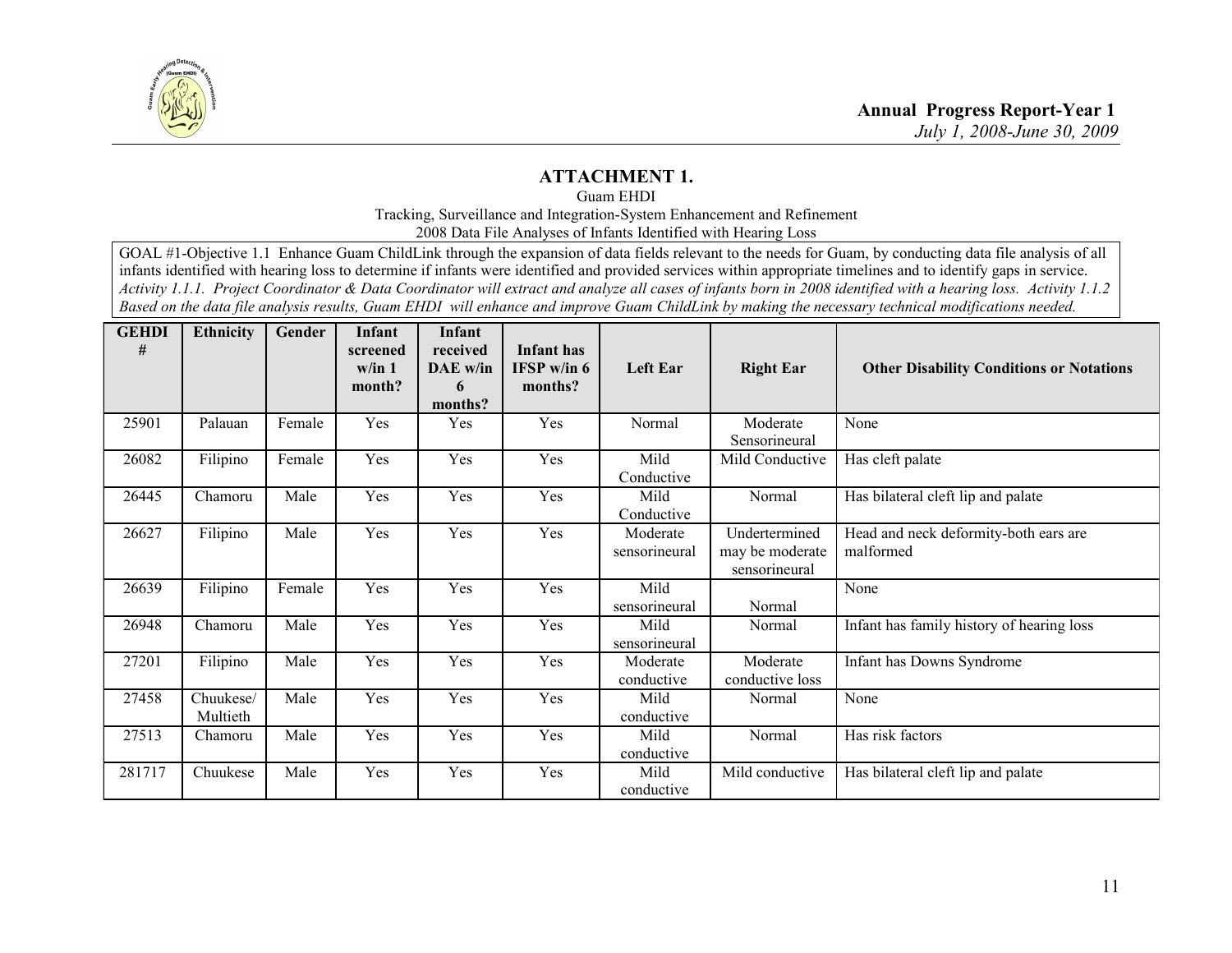## ATTACHMENT 1.

Guam EHDI

Tracking, Surveillance and Integration-System Enhancement and Refinement

2008 Data File Analyses of Infants Identified with Hearing Loss

GOAL #1-Objective 1.1 Enhance Guam ChildLink through the expansion of data fields relevant to the needs for Guam, by conducting data file analysis of all infants identified with hearing loss to determine if infants were identified and provided services within appropriate timelines and to identify gaps in service. *Activity 1.1.1. Project Coordinator & Data Coordinator will extract and analyze all cases of infants born in 2008 identified with a hearing loss. Activity 1.1.2 Based on the data file analysis results, Guam EHDI will enhance and improve Guam ChildLink by making the necessary technical modifications needed.*

| GEHDI # | Ethnicity | Gender | Infant screened w/in 1 month? | Infant received DAE w/in 6 months? | Infant has IFSP w/in 6 months? | Left Ear | Right Ear | Other Disability Conditions or Notations |
|---|---|---|---|---|---|---|---|---|
| 25901 | Palauan | Female | Yes | Yes | Yes | Normal | Moderate Sensorineural | None |
| 26082 | Filipino | Female | Yes | Yes | Yes | Mild Conductive | Mild Conductive | Has cleft palate |
| 26445 | Chamoru | Male | Yes | Yes | Yes | Mild Conductive | Normal | Has bilateral cleft lip and palate |
| 26627 | Filipino | Male | Yes | Yes | Yes | Moderate sensorineural | Undertermined may be moderate sensorineural | Head and neck deformity-both ears are malformed |
| 26639 | Filipino | Female | Yes | Yes | Yes | Mild sensorineural | Normal | None |
| 26948 | Chamoru | Male | Yes | Yes | Yes | Mild sensorineural | Normal | Infant has family history of hearing loss |
| 27201 | Filipino | Male | Yes | Yes | Yes | Moderate conductive | Moderate conductive loss | Infant has Downs Syndrome |
| 27458 | Chuukese/ Multieth | Male | Yes | Yes | Yes | Mild conductive | Normal | None |
| 27513 | Chamoru | Male | Yes | Yes | Yes | Mild conductive | Normal | Has risk factors |
| 281717 | Chuukese | Male | Yes | Yes | Yes | Mild conductive | Mild conductive | Has bilateral cleft lip and palate |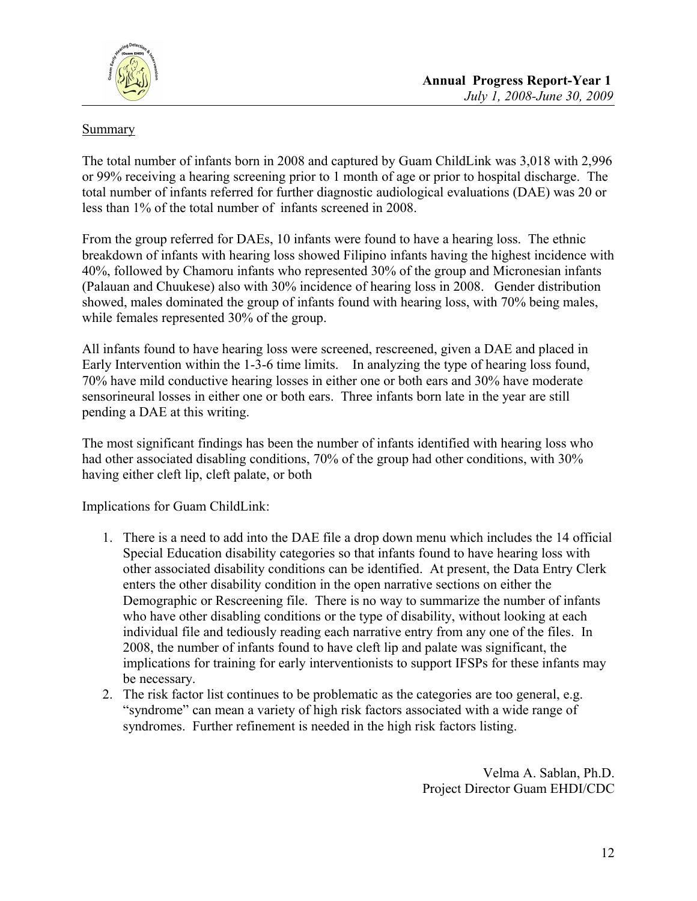Summary

The total number of infants born in 2008 and captured by Guam ChildLink was 3,018 with 2,996 or 99% receiving a hearing screening prior to 1 month of age or prior to hospital discharge. The total number of infants referred for further diagnostic audiological evaluations (DAE) was 20 or less than 1% of the total number of infants screened in 2008.

From the group referred for DAEs, 10 infants were found to have a hearing loss. The ethnic breakdown of infants with hearing loss showed Filipino infants having the highest incidence with 40%, followed by Chamoru infants who represented 30% of the group and Micronesian infants (Palauan and Chuukese) also with 30% incidence of hearing loss in 2008. Gender distribution showed, males dominated the group of infants found with hearing loss, with 70% being males, while females represented 30% of the group.

All infants found to have hearing loss were screened, rescreened, given a DAE and placed in Early Intervention within the 1-3-6 time limits. In analyzing the type of hearing loss found, 70% have mild conductive hearing losses in either one or both ears and 30% have moderate sensorineural losses in either one or both ears. Three infants born late in the year are still pending a DAE at this writing.

The most significant findings has been the number of infants identified with hearing loss who had other associated disabling conditions, 70% of the group had other conditions, with 30% having either cleft lip, cleft palate, or both

Implications for Guam ChildLink:

1. There is a need to add into the DAE file a drop down menu which includes the 14 official Special Education disability categories so that infants found to have hearing loss with other associated disability conditions can be identified. At present, the Data Entry Clerk enters the other disability condition in the open narrative sections on either the Demographic or Rescreening file. There is no way to summarize the number of infants who have other disabling conditions or the type of disability, without looking at each individual file and tediously reading each narrative entry from any one of the files. In 2008, the number of infants found to have cleft lip and palate was significant, the implications for training for early interventionists to support IFSPs for these infants may be necessary.
2. The risk factor list continues to be problematic as the categories are too general, e.g. "syndrome" can mean a variety of high risk factors associated with a wide range of syndromes. Further refinement is needed in the high risk factors listing.

Velma A. Sablan, Ph.D.
Project Director Guam EHDI/CDC